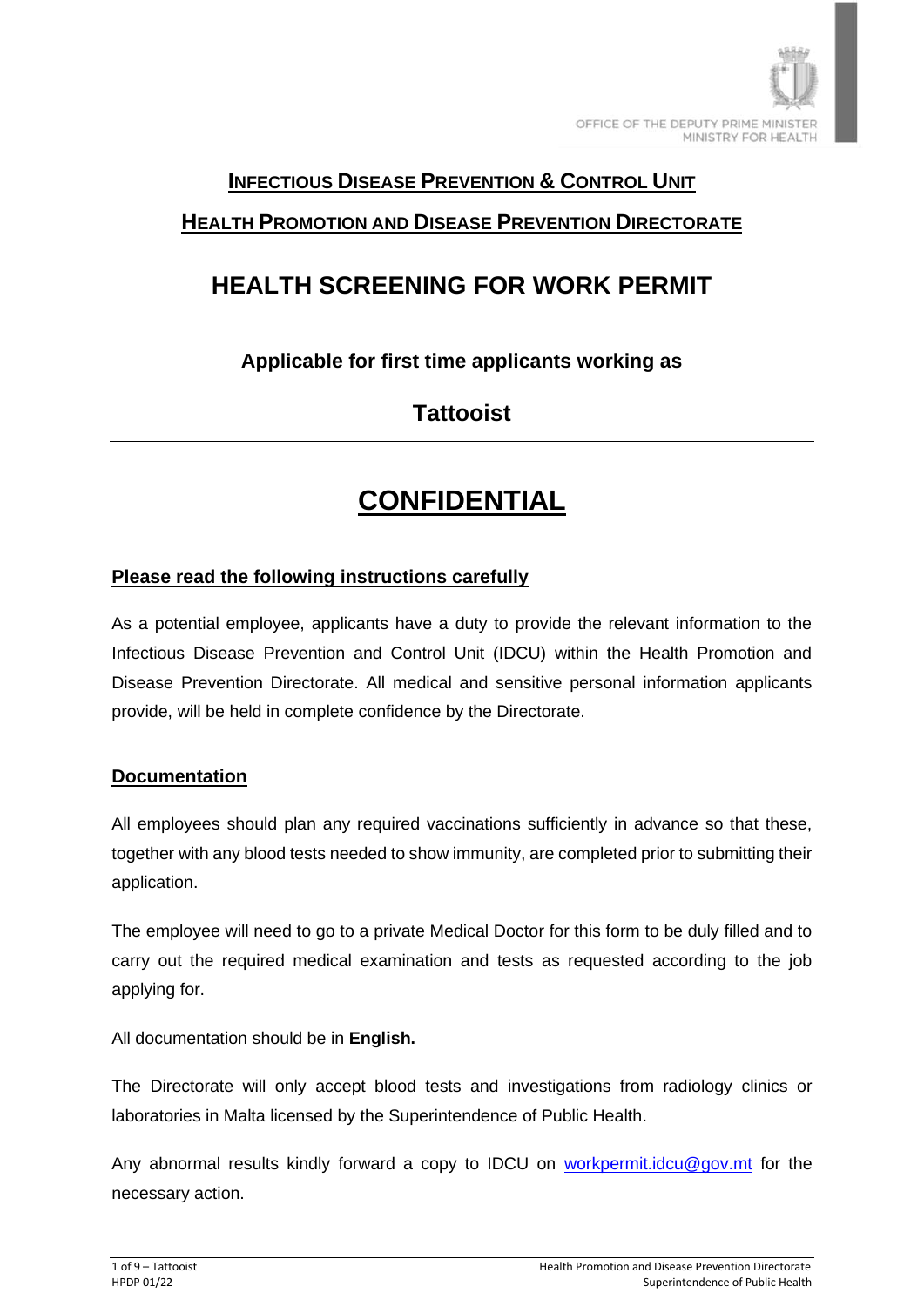OFFICE OF THE DEPUTY PRIME MINISTER
MINISTRY FOR HEALTH

## INFECTIOUS DISEASE PREVENTION & CONTROL UNIT

## HEALTH PROMOTION AND DISEASE PREVENTION DIRECTORATE

# HEALTH SCREENING FOR WORK PERMIT

**Applicable for first time applicants working as**

## Tattooist

# CONFIDENTIAL

### Please read the following instructions carefully

As a potential employee, applicants have a duty to provide the relevant information to the Infectious Disease Prevention and Control Unit (IDCU) within the Health Promotion and Disease Prevention Directorate. All medical and sensitive personal information applicants provide, will be held in complete confidence by the Directorate.

### Documentation

All employees should plan any required vaccinations sufficiently in advance so that these, together with any blood tests needed to show immunity, are completed prior to submitting their application.

The employee will need to go to a private Medical Doctor for this form to be duly filled and to carry out the required medical examination and tests as requested according to the job applying for.

All documentation should be in **English.**

The Directorate will only accept blood tests and investigations from radiology clinics or laboratories in Malta licensed by the Superintendence of Public Health.

Any abnormal results kindly forward a copy to IDCU on workpermit.idcu@gov.mt for the necessary action.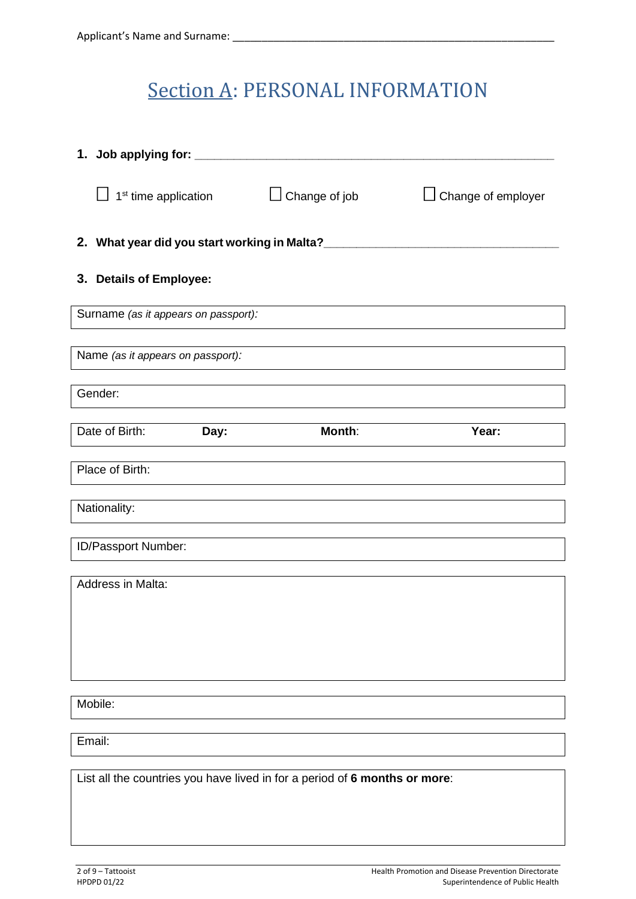Applicant's Name and Surname: ___________________________________________________________

# Section A: PERSONAL INFORMATION

**1. Job applying for: _______________________________________________________**

☐ 1st time application ☐ Change of job ☐ Change of employer

**2. What year did you start working in Malta?___________________________________**

**3. Details of Employee:**

| Surname *(as it appears on passport):* |
|---|

| Name *(as it appears on passport):* |
|---|

| Gender: |
|---|

| Date of Birth: | **Day:** | **Month**: | **Year:** |
|---|---|---|---|

| Place of Birth: |
|---|

| Nationality: |
|---|

| ID/Passport Number: |
|---|

| Address in Malta: |
|---|

| Mobile: |
|---|

| Email: |
|---|

| List all the countries you have lived in for a period of **6 months or more**: |
|---|

HPDPD 01/22

Health Promotion and Disease Prevention Directorate
Superintendence of Public Health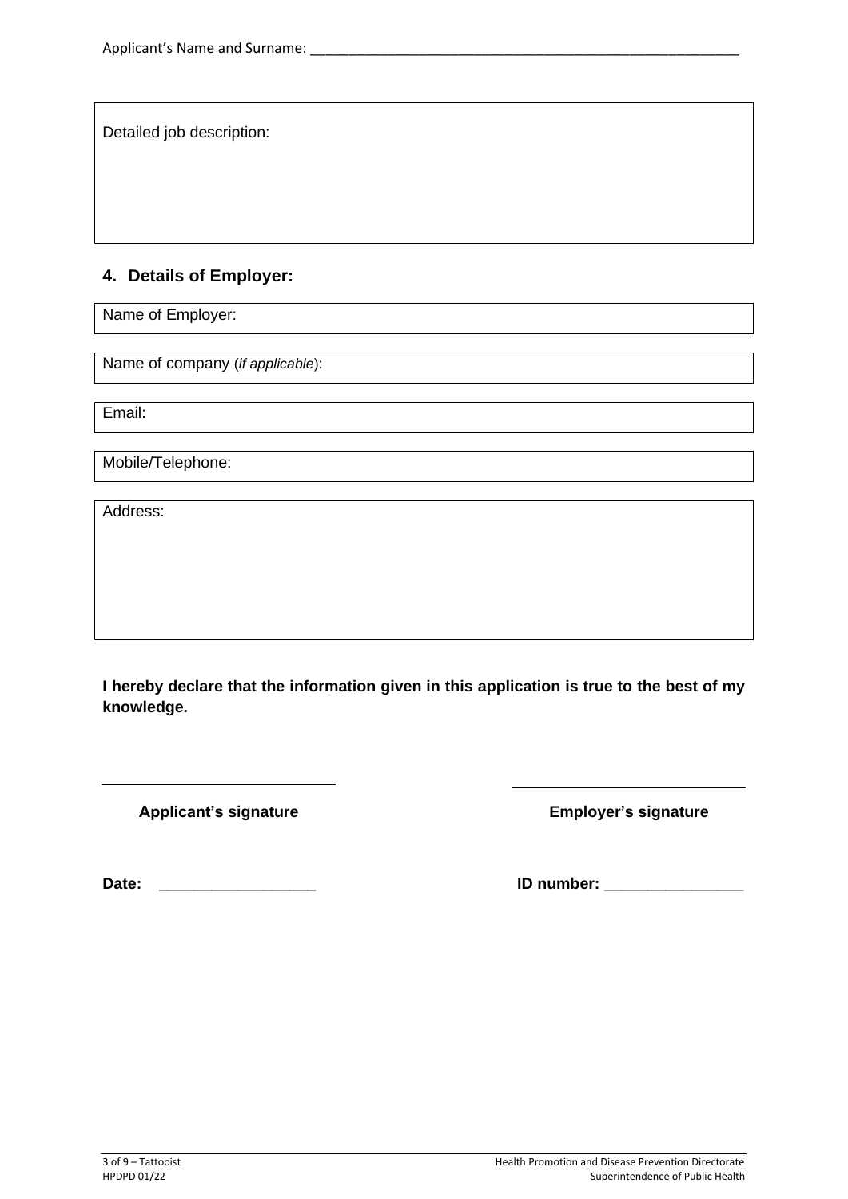Applicant's Name and Surname: ___________________________________________________________

Detailed job description:

## 4. Details of Employer:

Name of Employer:

Name of company (*if applicable*):

Email:

Mobile/Telephone:

Address:

**I hereby declare that the information given in this application is true to the best of my knowledge.**

____________________________ ____________________________

**Applicant's signature** **Employer's signature**

**Date:** __________________ **ID number:** ________________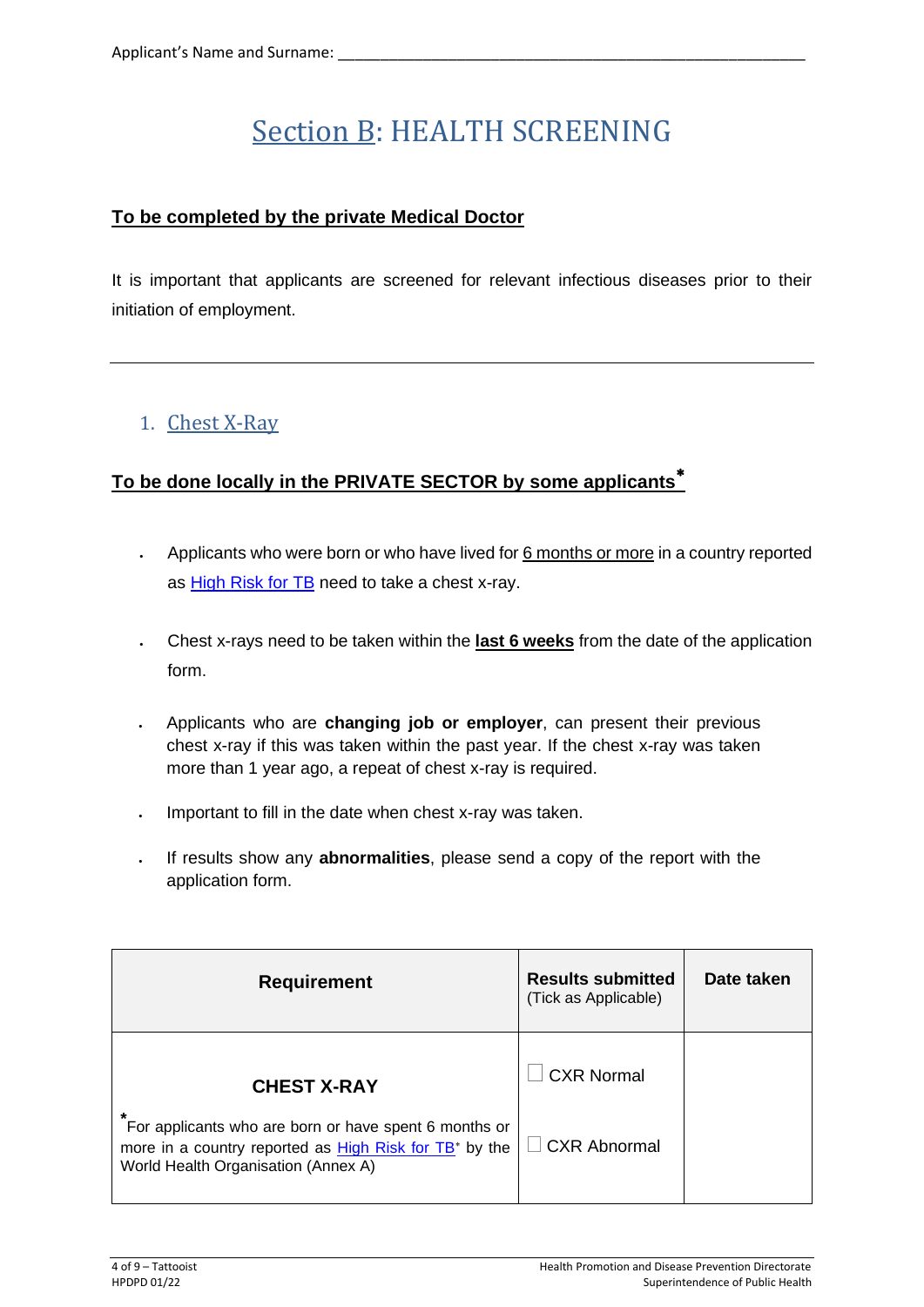Applicant's Name and Surname: ___________________________________________________________

# Section B: HEALTH SCREENING

**To be completed by the private Medical Doctor**

It is important that applicants are screened for relevant infectious diseases prior to their initiation of employment.

---

## 1. Chest X-Ray

**To be done locally in the PRIVATE SECTOR by some applicants***

- Applicants who were born or who have lived for 6 months or more in a country reported as High Risk for TB need to take a chest x-ray.
- Chest x-rays need to be taken within the **last 6 weeks** from the date of the application form.
- Applicants who are **changing job or employer**, can present their previous chest x-ray if this was taken within the past year. If the chest x-ray was taken more than 1 year ago, a repeat of chest x-ray is required.
- Important to fill in the date when chest x-ray was taken.
- If results show any **abnormalities**, please send a copy of the report with the application form.

| Requirement | Results submitted (Tick as Applicable) | Date taken |
|---|---|---|
| **CHEST X-RAY** *For applicants who are born or have spent 6 months or more in a country reported as High Risk for TB* by the World Health Organisation (Annex A) | ☐ CXR Normal ☐ CXR Abnormal | |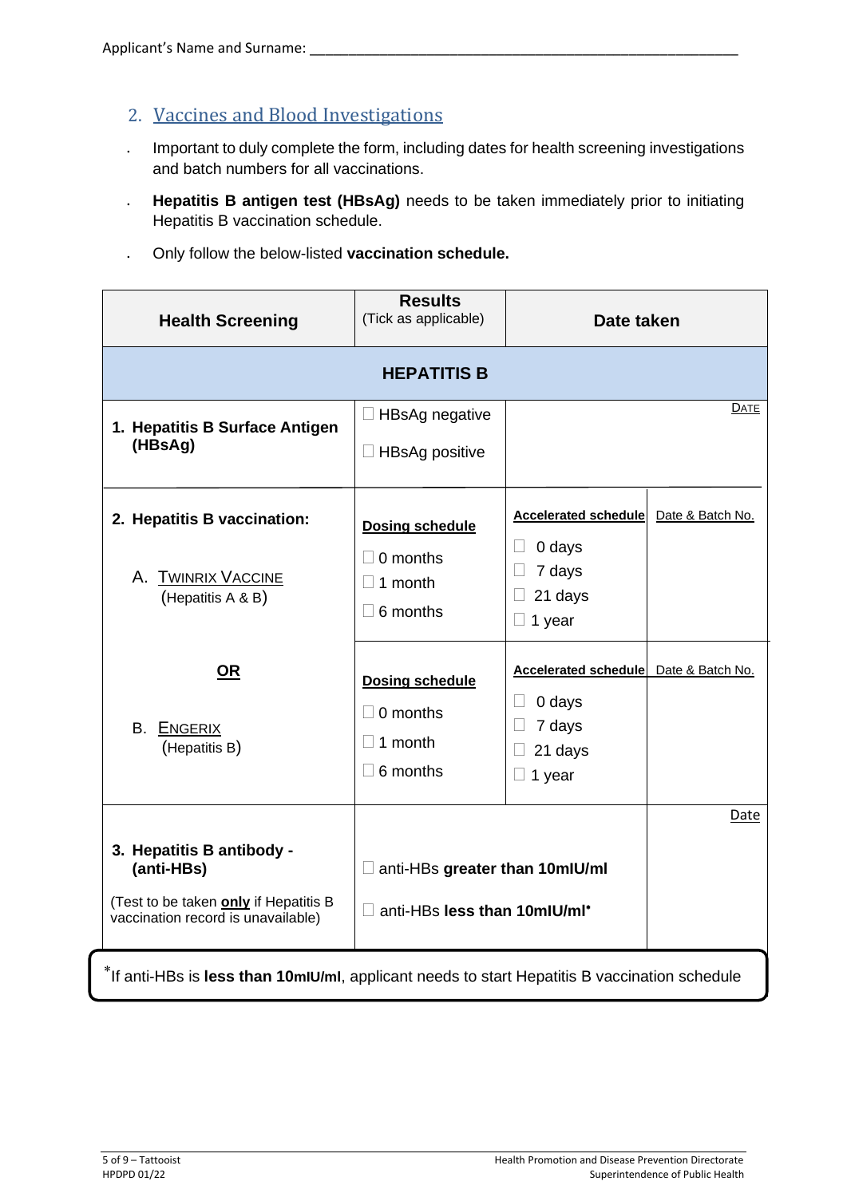Applicant's Name and Surname: ___________________________________________

## 2. Vaccines and Blood Investigations

- Important to duly complete the form, including dates for health screening investigations and batch numbers for all vaccinations.
- **Hepatitis B antigen test (HBsAg)** needs to be taken immediately prior to initiating Hepatitis B vaccination schedule.
- Only follow the below-listed **vaccination schedule.**

| **Health Screening** | **Results** (Tick as applicable) | **Date taken** | |
|---|---|---|---|
| **HEPATITIS B** | | | |
| **1. Hepatitis B Surface Antigen (HBsAg)** | ☐ HBsAg negative<br>☐ HBsAg positive | | Date |
| **2. Hepatitis B vaccination:**<br><br>A. Twinrix Vaccine (Hepatitis A & B) | **Dosing schedule**<br>☐ 0 months<br>☐ 1 month<br>☐ 6 months | **Accelerated schedule**<br>☐ 0 days<br>☐ 7 days<br>☐ 21 days<br>☐ 1 year | Date & Batch No. |
| **OR**<br><br>B. Engerix (Hepatitis B) | **Dosing schedule**<br>☐ 0 months<br>☐ 1 month<br>☐ 6 months | **Accelerated schedule**<br>☐ 0 days<br>☐ 7 days<br>☐ 21 days<br>☐ 1 year | Date & Batch No. |
| **3. Hepatitis B antibody - (anti-HBs)**<br>(Test to be taken **only** if Hepatitis B vaccination record is unavailable) | ☐ anti-HBs **greater than 10mIU/ml**<br>☐ anti-HBs **less than 10mIU/ml***  | | Date |

*If anti-HBs is **less than 10mIU/ml**, applicant needs to start Hepatitis B vaccination schedule

HPDPD 01/22

Health Promotion and Disease Prevention Directorate
Superintendence of Public Health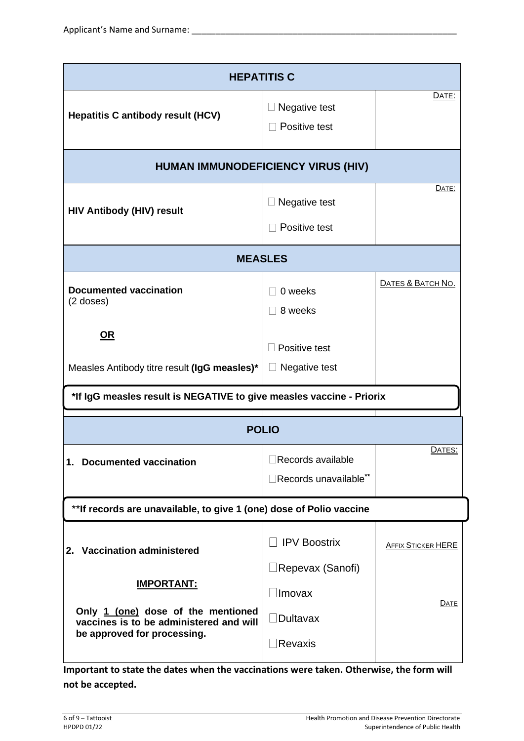Applicant's Name and Surname: ___________________________________________________________

| HEPATITIS C | | |
|---|---|---|
| **Hepatitis C antibody result (HCV)** | ☐ Negative test<br>☐ Positive test | DATE: |
| **HUMAN IMMUNODEFICIENCY VIRUS (HIV)** | | |
| **HIV Antibody (HIV) result** | ☐ Negative test<br>☐ Positive test | DATE: |
| **MEASLES** | | |
| **Documented vaccination** (2 doses) | ☐ 0 weeks<br>☐ 8 weeks | DATES & BATCH NO. |
| **OR** | | |
| Measles Antibody titre result **(IgG measles)*** | ☐ Positive test<br>☐ Negative test | |
| ***If IgG measles result is NEGATIVE to give measles vaccine - Priorix** | | |
| **POLIO** | | |
| **1. Documented vaccination** | ☐Records available<br>☐Records unavailable** | DATES: |
| ****If records are unavailable, to give 1 (one) dose of Polio vaccine** | | |
| **2. Vaccination administered**<br><br>**IMPORTANT:**<br><br>**Only 1 (one) dose of the mentioned vaccines is to be administered and will be approved for processing.** | ☐ IPV Boostrix<br>☐Repevax (Sanofi)<br>☐Imovax<br>☐Dultavax<br>☐Revaxis | AFFIX STICKER HERE<br><br>DATE |

**Important to state the dates when the vaccinations were taken. Otherwise, the form will not be accepted.**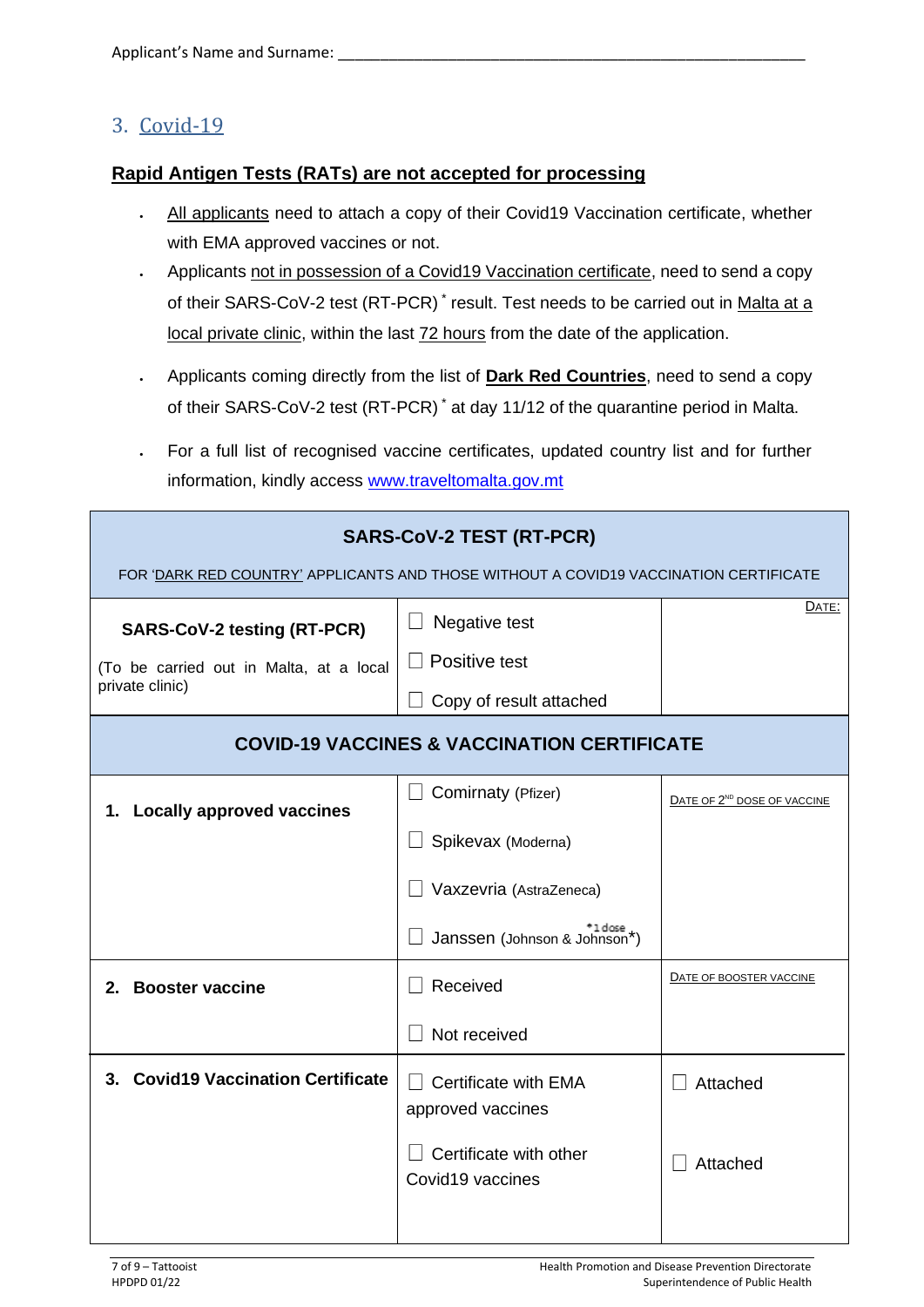Applicant's Name and Surname: ___________________________________________

## 3. Covid-19

**Rapid Antigen Tests (RATs) are not accepted for processing**

- All applicants need to attach a copy of their Covid19 Vaccination certificate, whether with EMA approved vaccines or not.
- Applicants not in possession of a Covid19 Vaccination certificate, need to send a copy of their SARS-CoV-2 test (RT-PCR) * result. Test needs to be carried out in Malta at a local private clinic, within the last 72 hours from the date of the application.
- Applicants coming directly from the list of **Dark Red Countries**, need to send a copy of their SARS-CoV-2 test (RT-PCR) * at day 11/12 of the quarantine period in Malta.
- For a full list of recognised vaccine certificates, updated country list and for further information, kindly access www.traveltomalta.gov.mt

| **SARS-CoV-2 TEST (RT-PCR)**<br>FOR 'DARK RED COUNTRY' APPLICANTS AND THOSE WITHOUT A COVID19 VACCINATION CERTIFICATE | | |
|---|---|---|
| **SARS-CoV-2 testing (RT-PCR)**<br>(To be carried out in Malta, at a local private clinic) | ☐ Negative test<br>☐ Positive test<br>☐ Copy of result attached | DATE: |
| **COVID-19 VACCINES & VACCINATION CERTIFICATE** | | |
| **1. Locally approved vaccines** | ☐ Comirnaty (Pfizer)<br>☐ Spikevax (Moderna)<br>☐ Vaxzevria (AstraZeneca)<br>☐ Janssen (Johnson & Johnson*) *1 dose | DATE OF 2ND DOSE OF VACCINE |
| **2. Booster vaccine** | ☐ Received<br>☐ Not received | DATE OF BOOSTER VACCINE |
| **3. Covid19 Vaccination Certificate** | ☐ Certificate with EMA approved vaccines<br>☐ Certificate with other Covid19 vaccines | ☐ Attached<br>☐ Attached |

HPDPD 01/22 – Tattooist

Health Promotion and Disease Prevention Directorate
Superintendence of Public Health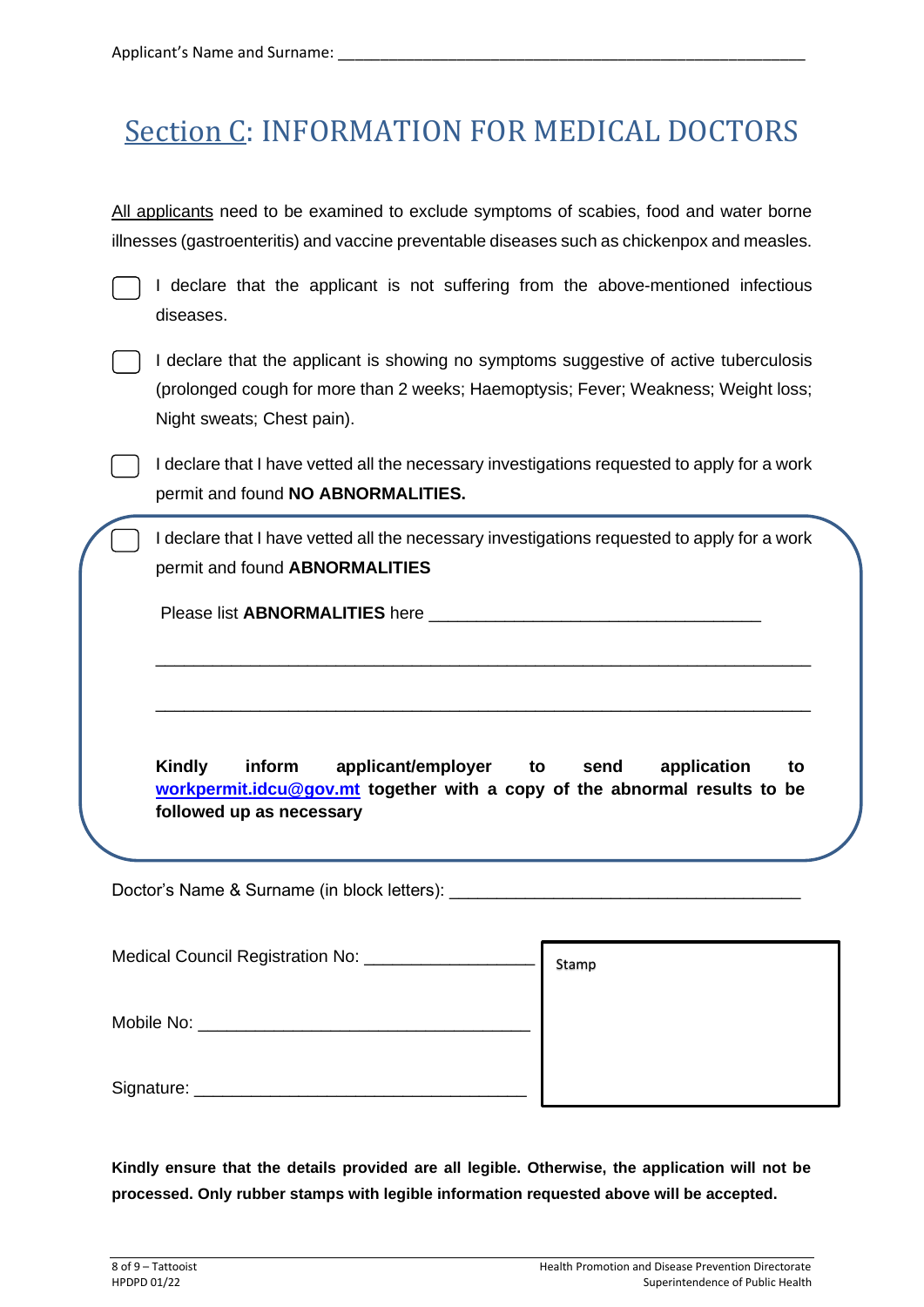Applicant's Name and Surname: ______________________________________________________

# Section C: INFORMATION FOR MEDICAL DOCTORS

All applicants need to be examined to exclude symptoms of scabies, food and water borne illnesses (gastroenteritis) and vaccine preventable diseases such as chickenpox and measles.

- ☐ I declare that the applicant is not suffering from the above-mentioned infectious diseases.
- ☐ I declare that the applicant is showing no symptoms suggestive of active tuberculosis (prolonged cough for more than 2 weeks; Haemoptysis; Fever; Weakness; Weight loss; Night sweats; Chest pain).
- ☐ I declare that I have vetted all the necessary investigations requested to apply for a work permit and found **NO ABNORMALITIES.**
- ☐ I declare that I have vetted all the necessary investigations requested to apply for a work permit and found **ABNORMALITIES**

  Please list **ABNORMALITIES** here ___________________________________

  ______________________________________________________________________

  ______________________________________________________________________

  **Kindly inform applicant/employer to send application to workpermit.idcu@gov.mt together with a copy of the abnormal results to be followed up as necessary**

Doctor's Name & Surname (in block letters): _____________________________________

Medical Council Registration No: __________________

Mobile No: ___________________________________

Signature: ___________________________________

Stamp

**Kindly ensure that the details provided are all legible. Otherwise, the application will not be processed. Only rubber stamps with legible information requested above will be accepted.**

HPDPD 01/22

Health Promotion and Disease Prevention Directorate
Superintendence of Public Health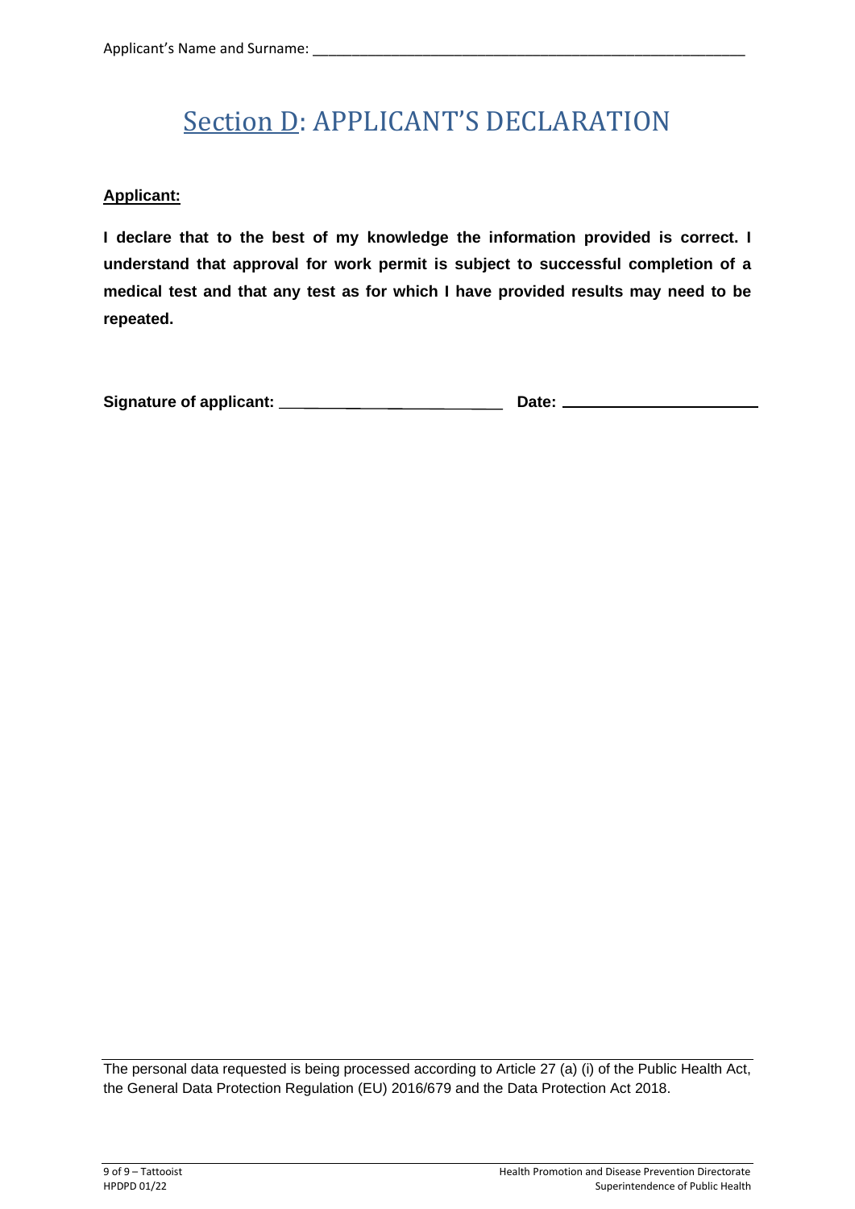Applicant's Name and Surname: _______________________________________________

# Section D: APPLICANT'S DECLARATION

**Applicant:**

**I declare that to the best of my knowledge the information provided is correct. I understand that approval for work permit is subject to successful completion of a medical test and that any test as for which I have provided results may need to be repeated.**

**Signature of applicant:** ____________________________ **Date:** ________________________

The personal data requested is being processed according to Article 27 (a) (i) of the Public Health Act, the General Data Protection Regulation (EU) 2016/679 and the Data Protection Act 2018.